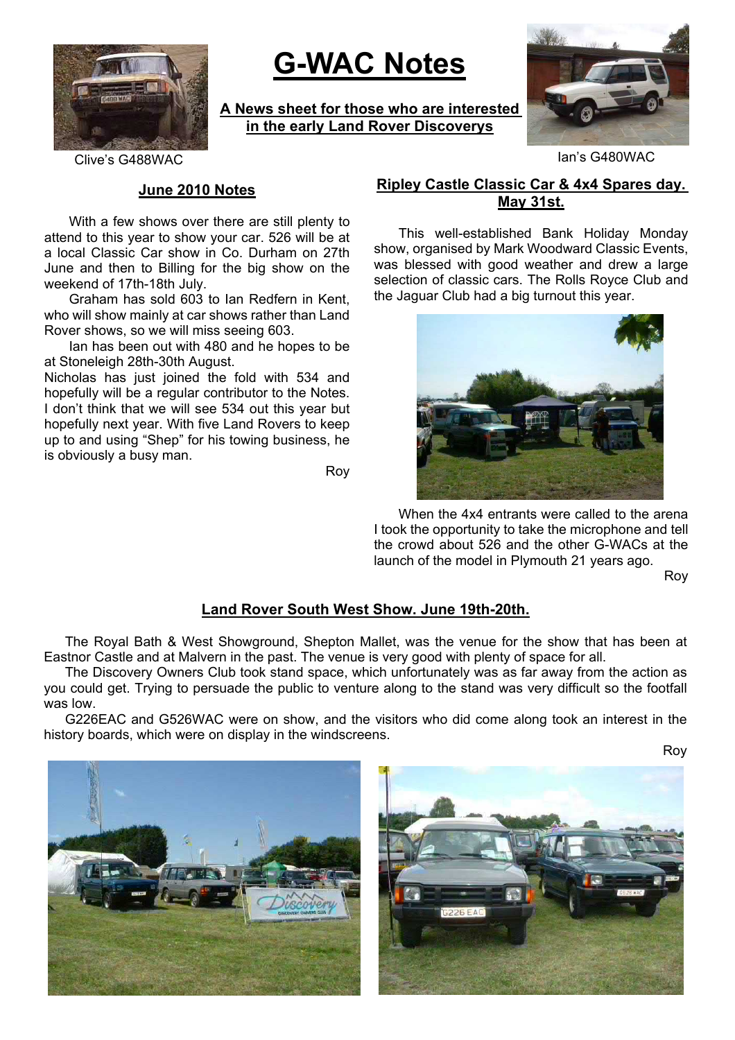# G-WAC Notes

**A News sheet for those who are interested in the early Land Rover Discoverys**

Clive's G488WAC

Ian's G480WAC

## June 2010 Notes

With a few shows over there are still plenty to attend to this year to show your car. 526 will be at a local Classic Car show in Co. Durham on 27th June and then to Billing for the big show on the weekend of 17th-18th July.

Graham has sold 603 to Ian Redfern in Kent, who will show mainly at car shows rather than Land Rover shows, so we will miss seeing 603.

Ian has been out with 480 and he hopes to be at Stoneleigh 28th-30th August.

Nicholas has just joined the fold with 534 and hopefully will be a regular contributor to the Notes. I don't think that we will see 534 out this year but hopefully next year. With five Land Rovers to keep up to and using "Shep" for his towing business, he is obviously a busy man.

Roy

## Ripley Castle Classic Car & 4x4 Spares day. May 31st.

This well-established Bank Holiday Monday show, organised by Mark Woodward Classic Events, was blessed with good weather and drew a large selection of classic cars. The Rolls Royce Club and the Jaguar Club had a big turnout this year.

When the 4x4 entrants were called to the arena I took the opportunity to take the microphone and tell the crowd about 526 and the other G-WACs at the launch of the model in Plymouth 21 years ago.

Roy

## Land Rover South West Show. June 19th-20th.

The Royal Bath & West Showground, Shepton Mallet, was the venue for the show that has been at Eastnor Castle and at Malvern in the past. The venue is very good with plenty of space for all.

The Discovery Owners Club took stand space, which unfortunately was as far away from the action as you could get. Trying to persuade the public to venture along to the stand was very difficult so the footfall was low.

G226EAC and G526WAC were on show, and the visitors who did come along took an interest in the history boards, which were on display in the windscreens.

Roy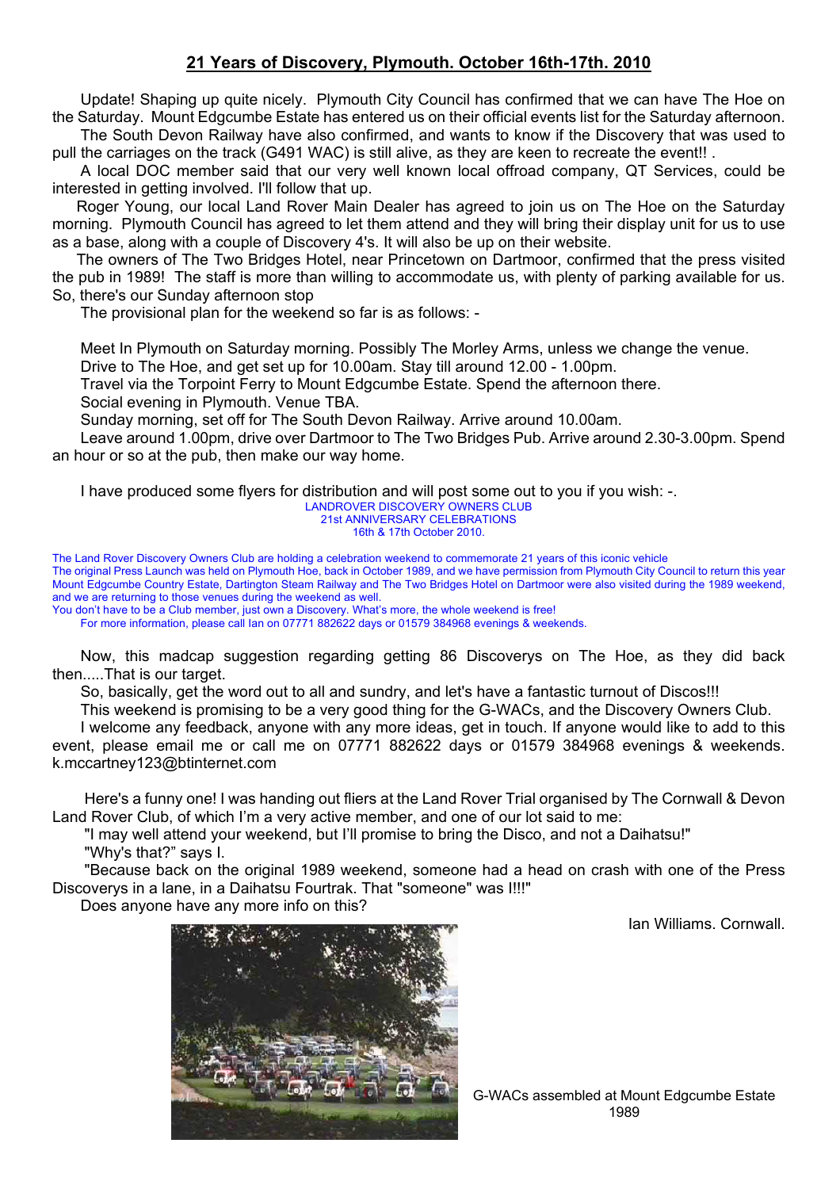## 21 Years of Discovery, Plymouth. October 16th-17th. 2010

Update! Shaping up quite nicely. Plymouth City Council has confirmed that we can have The Hoe on the Saturday. Mount Edgcumbe Estate has entered us on their official events list for the Saturday afternoon.

The South Devon Railway have also confirmed, and wants to know if the Discovery that was used to pull the carriages on the track (G491 WAC) is still alive, as they are keen to recreate the event!! .

A local DOC member said that our very well known local offroad company, QT Services, could be interested in getting involved. I'll follow that up.

Roger Young, our local Land Rover Main Dealer has agreed to join us on The Hoe on the Saturday morning. Plymouth Council has agreed to let them attend and they will bring their display unit for us to use as a base, along with a couple of Discovery 4's. It will also be up on their website.

The owners of The Two Bridges Hotel, near Princetown on Dartmoor, confirmed that the press visited the pub in 1989! The staff is more than willing to accommodate us, with plenty of parking available for us. So, there's our Sunday afternoon stop

The provisional plan for the weekend so far is as follows: -

Meet In Plymouth on Saturday morning. Possibly The Morley Arms, unless we change the venue.

Drive to The Hoe, and get set up for 10.00am. Stay till around 12.00 - 1.00pm.

Travel via the Torpoint Ferry to Mount Edgcumbe Estate. Spend the afternoon there.

Social evening in Plymouth. Venue TBA.

Sunday morning, set off for The South Devon Railway. Arrive around 10.00am.

Leave around 1.00pm, drive over Dartmoor to The Two Bridges Pub. Arrive around 2.30-3.00pm. Spend an hour or so at the pub, then make our way home.

I have produced some flyers for distribution and will post some out to you if you wish: -.

LANDROVER DISCOVERY OWNERS CLUB
21st ANNIVERSARY CELEBRATIONS
16th & 17th October 2010.

The Land Rover Discovery Owners Club are holding a celebration weekend to commemorate 21 years of this iconic vehicle

The original Press Launch was held on Plymouth Hoe, back in October 1989, and we have permission from Plymouth City Council to return this year Mount Edgcumbe Country Estate, Dartington Steam Railway and The Two Bridges Hotel on Dartmoor were also visited during the 1989 weekend, and we are returning to those venues during the weekend as well.

You don't have to be a Club member, just own a Discovery. What's more, the whole weekend is free!

For more information, please call Ian on 07771 882622 days or 01579 384968 evenings & weekends.

Now, this madcap suggestion regarding getting 86 Discoverys on The Hoe, as they did back then.....That is our target.

So, basically, get the word out to all and sundry, and let's have a fantastic turnout of Discos!!!

This weekend is promising to be a very good thing for the G-WACs, and the Discovery Owners Club.

I welcome any feedback, anyone with any more ideas, get in touch. If anyone would like to add to this event, please email me or call me on 07771 882622 days or 01579 384968 evenings & weekends. k.mccartney123@btinternet.com

Here's a funny one! I was handing out fliers at the Land Rover Trial organised by The Cornwall & Devon Land Rover Club, of which I'm a very active member, and one of our lot said to me:

"I may well attend your weekend, but I'll promise to bring the Disco, and not a Daihatsu!"

"Why's that?" says I.

"Because back on the original 1989 weekend, someone had a head on crash with one of the Press Discoverys in a lane, in a Daihatsu Fourtrak. That "someone" was I!!!"

Does anyone have any more info on this?

Ian Williams. Cornwall.

G-WACs assembled at Mount Edgcumbe Estate 1989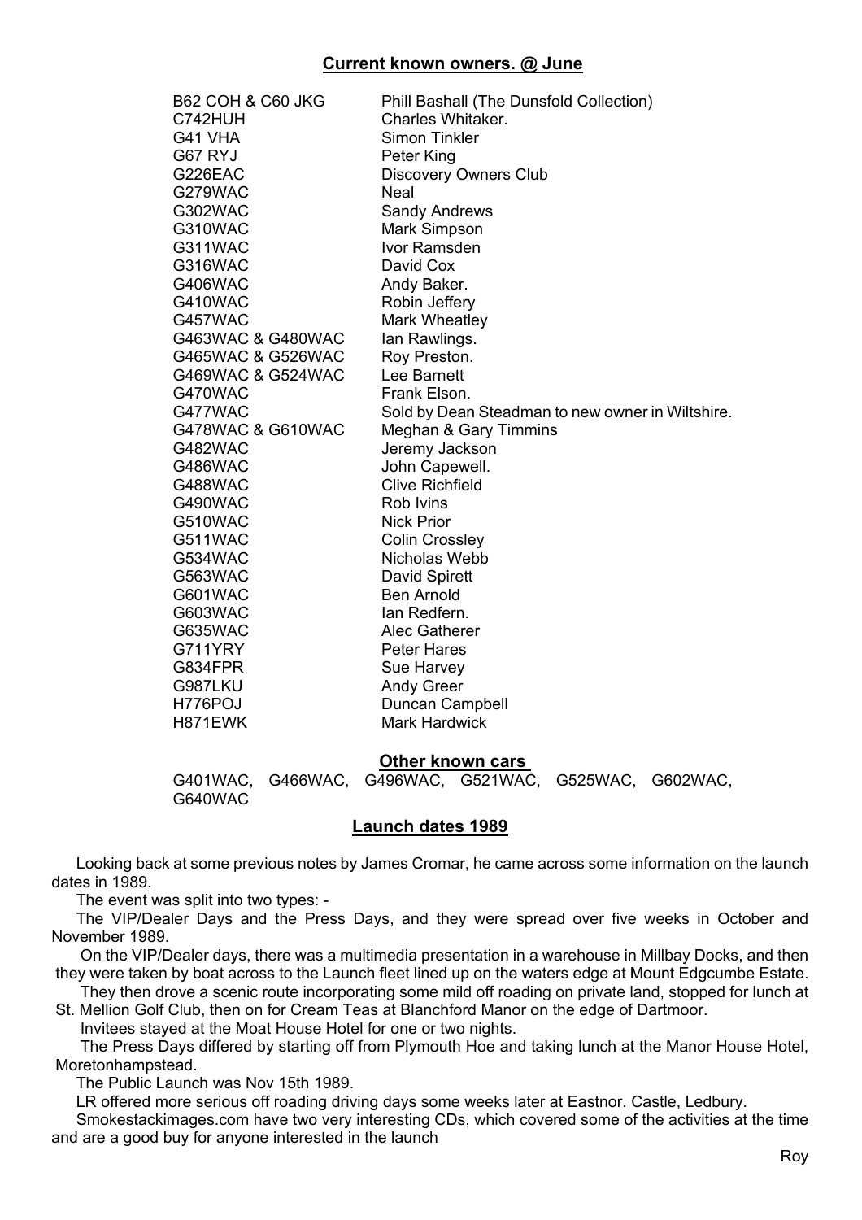## Current known owners. @ June

| | |
|---|---|
| B62 COH & C60 JKG | Phill Bashall (The Dunsfold Collection) |
| C742HUH | Charles Whitaker. |
| G41 VHA | Simon Tinkler |
| G67 RYJ | Peter King |
| G226EAC | Discovery Owners Club |
| G279WAC | Neal |
| G302WAC | Sandy Andrews |
| G310WAC | Mark Simpson |
| G311WAC | Ivor Ramsden |
| G316WAC | David Cox |
| G406WAC | Andy Baker. |
| G410WAC | Robin Jeffery |
| G457WAC | Mark Wheatley |
| G463WAC & G480WAC | Ian Rawlings. |
| G465WAC & G526WAC | Roy Preston. |
| G469WAC & G524WAC | Lee Barnett |
| G470WAC | Frank Elson. |
| G477WAC | Sold by Dean Steadman to new owner in Wiltshire. |
| G478WAC & G610WAC | Meghan & Gary Timmins |
| G482WAC | Jeremy Jackson |
| G486WAC | John Capewell. |
| G488WAC | Clive Richfield |
| G490WAC | Rob Ivins |
| G510WAC | Nick Prior |
| G511WAC | Colin Crossley |
| G534WAC | Nicholas Webb |
| G563WAC | David Spirett |
| G601WAC | Ben Arnold |
| G603WAC | Ian Redfern. |
| G635WAC | Alec Gatherer |
| G711YRY | Peter Hares |
| G834FPR | Sue Harvey |
| G987LKU | Andy Greer |
| H776POJ | Duncan Campbell |
| H871EWK | Mark Hardwick |

## Other known cars

G401WAC, G466WAC, G496WAC, G521WAC, G525WAC, G602WAC, G640WAC

## Launch dates 1989

Looking back at some previous notes by James Cromar, he came across some information on the launch dates in 1989.

The event was split into two types: -

The VIP/Dealer Days and the Press Days, and they were spread over five weeks in October and November 1989.

On the VIP/Dealer days, there was a multimedia presentation in a warehouse in Millbay Docks, and then they were taken by boat across to the Launch fleet lined up on the waters edge at Mount Edgcumbe Estate.

They then drove a scenic route incorporating some mild off roading on private land, stopped for lunch at St. Mellion Golf Club, then on for Cream Teas at Blanchford Manor on the edge of Dartmoor.

Invitees stayed at the Moat House Hotel for one or two nights.

The Press Days differed by starting off from Plymouth Hoe and taking lunch at the Manor House Hotel, Moretonhampstead.

The Public Launch was Nov 15th 1989.

LR offered more serious off roading driving days some weeks later at Eastnor. Castle, Ledbury.

Smokestackimages.com have two very interesting CDs, which covered some of the activities at the time and are a good buy for anyone interested in the launch

Roy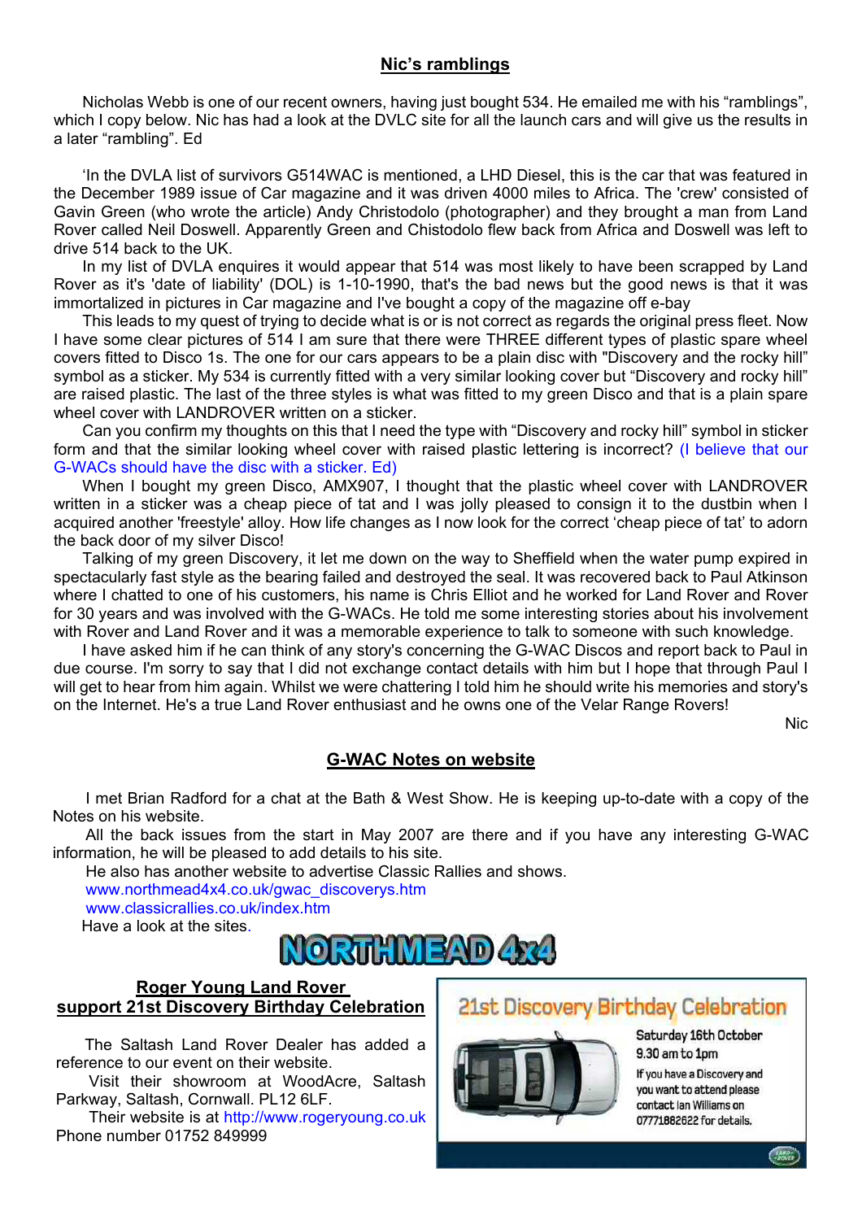## Nic's ramblings

Nicholas Webb is one of our recent owners, having just bought 534. He emailed me with his "ramblings", which I copy below. Nic has had a look at the DVLC site for all the launch cars and will give us the results in a later "rambling". Ed

'In the DVLA list of survivors G514WAC is mentioned, a LHD Diesel, this is the car that was featured in the December 1989 issue of Car magazine and it was driven 4000 miles to Africa. The 'crew' consisted of Gavin Green (who wrote the article) Andy Christodolo (photographer) and they brought a man from Land Rover called Neil Doswell. Apparently Green and Chistodolo flew back from Africa and Doswell was left to drive 514 back to the UK.

In my list of DVLA enquires it would appear that 514 was most likely to have been scrapped by Land Rover as it's 'date of liability' (DOL) is 1-10-1990, that's the bad news but the good news is that it was immortalized in pictures in Car magazine and I've bought a copy of the magazine off e-bay

This leads to my quest of trying to decide what is or is not correct as regards the original press fleet. Now I have some clear pictures of 514 I am sure that there were THREE different types of plastic spare wheel covers fitted to Disco 1s. The one for our cars appears to be a plain disc with "Discovery and the rocky hill" symbol as a sticker. My 534 is currently fitted with a very similar looking cover but "Discovery and rocky hill" are raised plastic. The last of the three styles is what was fitted to my green Disco and that is a plain spare wheel cover with LANDROVER written on a sticker.

Can you confirm my thoughts on this that I need the type with "Discovery and rocky hill" symbol in sticker form and that the similar looking wheel cover with raised plastic lettering is incorrect? (I believe that our G-WACs should have the disc with a sticker. Ed)

When I bought my green Disco, AMX907, I thought that the plastic wheel cover with LANDROVER written in a sticker was a cheap piece of tat and I was jolly pleased to consign it to the dustbin when I acquired another 'freestyle' alloy. How life changes as I now look for the correct 'cheap piece of tat' to adorn the back door of my silver Disco!

Talking of my green Discovery, it let me down on the way to Sheffield when the water pump expired in spectacularly fast style as the bearing failed and destroyed the seal. It was recovered back to Paul Atkinson where I chatted to one of his customers, his name is Chris Elliot and he worked for Land Rover and Rover for 30 years and was involved with the G-WACs. He told me some interesting stories about his involvement with Rover and Land Rover and it was a memorable experience to talk to someone with such knowledge.

I have asked him if he can think of any story's concerning the G-WAC Discos and report back to Paul in due course. I'm sorry to say that I did not exchange contact details with him but I hope that through Paul I will get to hear from him again. Whilst we were chattering I told him he should write his memories and story's on the Internet. He's a true Land Rover enthusiast and he owns one of the Velar Range Rovers!

Nic

## G-WAC Notes on website

I met Brian Radford for a chat at the Bath & West Show. He is keeping up-to-date with a copy of the Notes on his website.

All the back issues from the start in May 2007 are there and if you have any interesting G-WAC information, he will be pleased to add details to his site.

He also has another website to advertise Classic Rallies and shows.

www.northmead4x4.co.uk/gwac_discoverys.htm

www.classicrallies.co.uk/index.htm

Have a look at the sites.

NORTHMEAD 4x4

## Roger Young Land Rover support 21st Discovery Birthday Celebration

The Saltash Land Rover Dealer has added a reference to our event on their website.

Visit their showroom at WoodAcre, Saltash Parkway, Saltash, Cornwall. PL12 6LF.

Their website is at http://www.rogeryoung.co.uk

Phone number 01752 849999

**21st Discovery Birthday Celebration**

Saturday 16th October
9.30 am to 1pm

If you have a Discovery and you want to attend please contact Ian Williams on 07771882622 for details.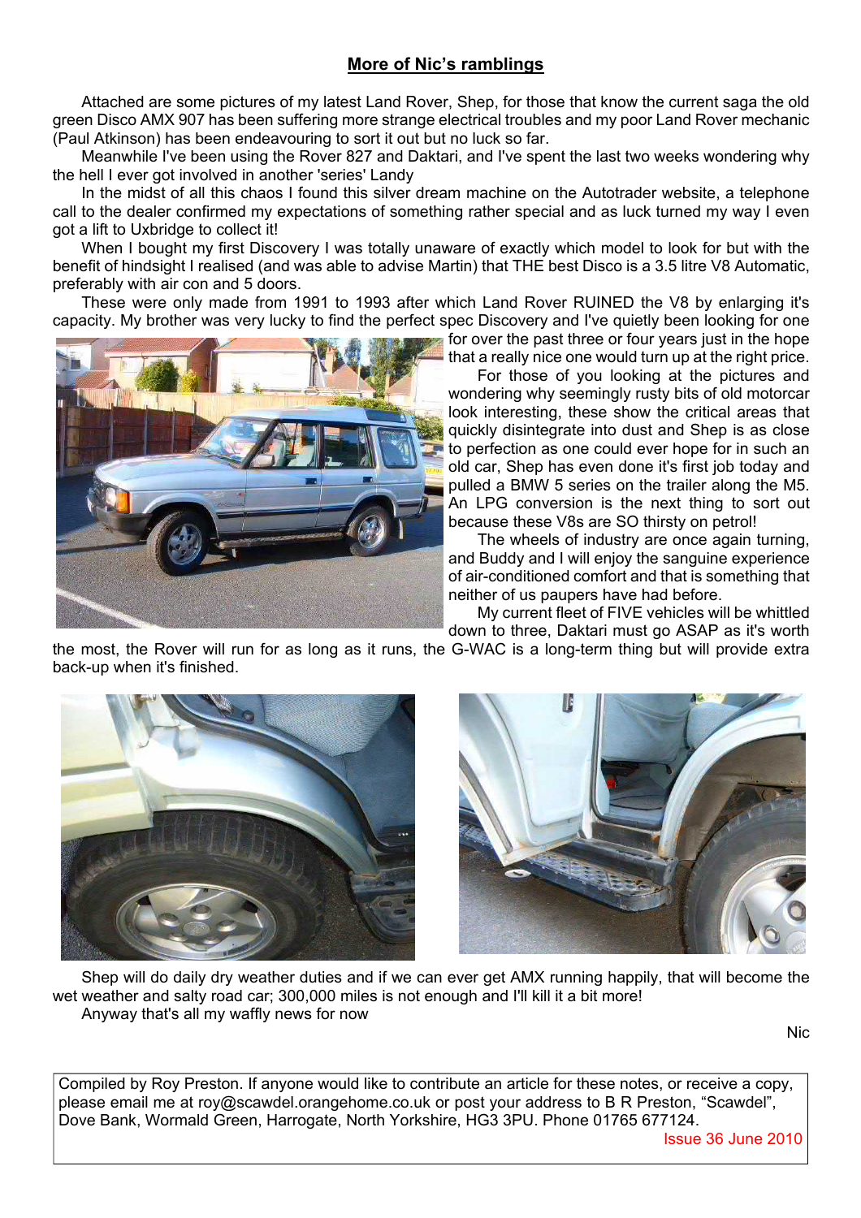## More of Nic's ramblings

Attached are some pictures of my latest Land Rover, Shep, for those that know the current saga the old green Disco AMX 907 has been suffering more strange electrical troubles and my poor Land Rover mechanic (Paul Atkinson) has been endeavouring to sort it out but no luck so far.

Meanwhile I've been using the Rover 827 and Daktari, and I've spent the last two weeks wondering why the hell I ever got involved in another 'series' Landy

In the midst of all this chaos I found this silver dream machine on the Autotrader website, a telephone call to the dealer confirmed my expectations of something rather special and as luck turned my way I even got a lift to Uxbridge to collect it!

When I bought my first Discovery I was totally unaware of exactly which model to look for but with the benefit of hindsight I realised (and was able to advise Martin) that THE best Disco is a 3.5 litre V8 Automatic, preferably with air con and 5 doors.

These were only made from 1991 to 1993 after which Land Rover RUINED the V8 by enlarging it's capacity. My brother was very lucky to find the perfect spec Discovery and I've quietly been looking for one for over the past three or four years just in the hope that a really nice one would turn up at the right price.

For those of you looking at the pictures and wondering why seemingly rusty bits of old motorcar look interesting, these show the critical areas that quickly disintegrate into dust and Shep is as close to perfection as one could ever hope for in such an old car, Shep has even done it's first job today and pulled a BMW 5 series on the trailer along the M5. An LPG conversion is the next thing to sort out because these V8s are SO thirsty on petrol!

The wheels of industry are once again turning, and Buddy and I will enjoy the sanguine experience of air-conditioned comfort and that is something that neither of us paupers have had before.

My current fleet of FIVE vehicles will be whittled down to three, Daktari must go ASAP as it's worth the most, the Rover will run for as long as it runs, the G-WAC is a long-term thing but will provide extra back-up when it's finished.

Shep will do daily dry weather duties and if we can ever get AMX running happily, that will become the wet weather and salty road car; 300,000 miles is not enough and I'll kill it a bit more!

Anyway that's all my waffly news for now

Nic

Compiled by Roy Preston. If anyone would like to contribute an article for these notes, or receive a copy, please email me at roy@scawdel.orangehome.co.uk or post your address to B R Preston, "Scawdel", Dove Bank, Wormald Green, Harrogate, North Yorkshire, HG3 3PU. Phone 01765 677124.

Issue 36 June 2010